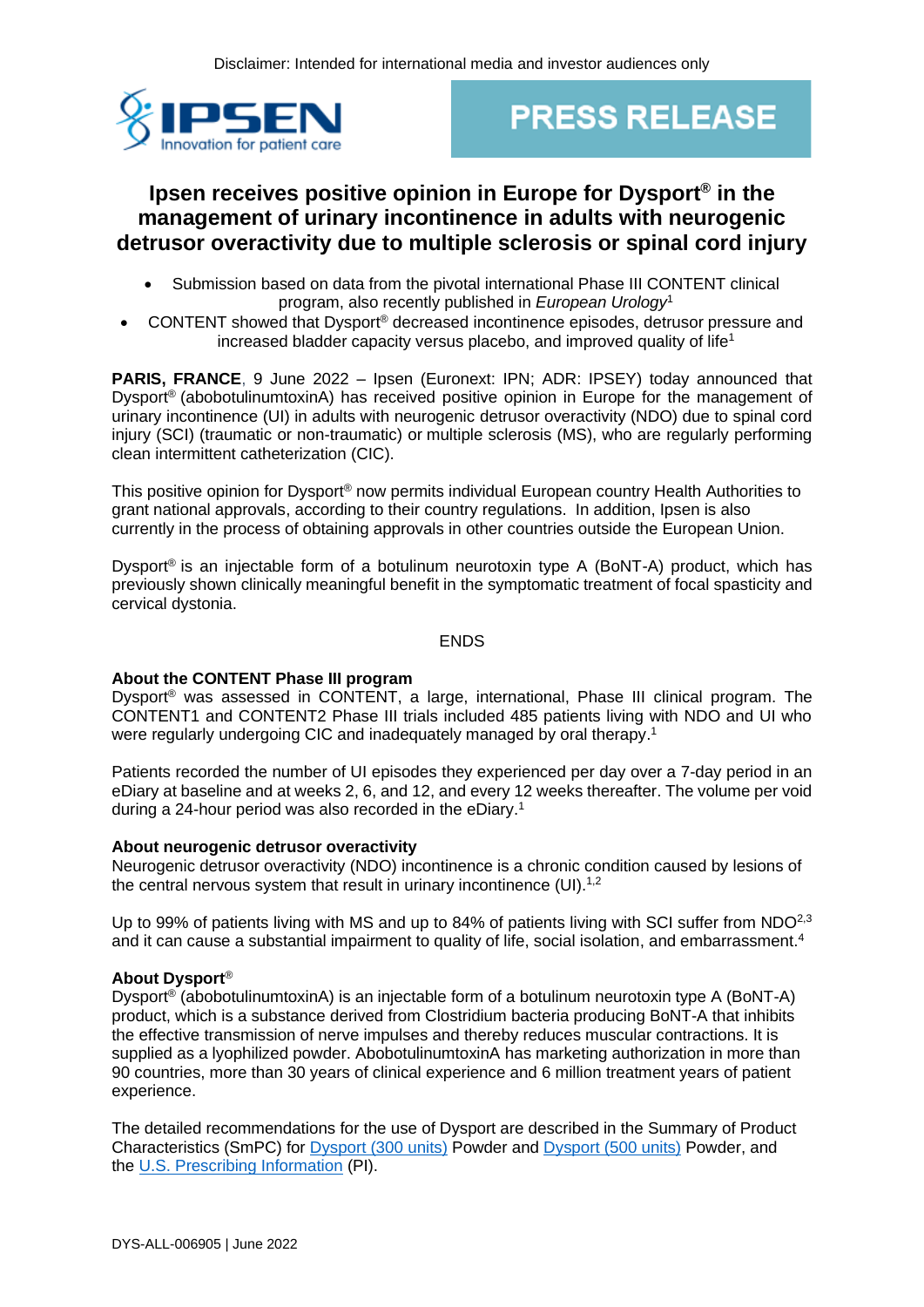Disclaimer: Intended for international media and investor audiences only

IPSEN Innovation for patient care

PRESS RELEASE

# Ipsen receives positive opinion in Europe for Dysport® in the management of urinary incontinence in adults with neurogenic detrusor overactivity due to multiple sclerosis or spinal cord injury

- Submission based on data from the pivotal international Phase III CONTENT clinical program, also recently published in *European Urology*[1]
- CONTENT showed that Dysport® decreased incontinence episodes, detrusor pressure and increased bladder capacity versus placebo, and improved quality of life[1]

**PARIS, FRANCE**, 9 June 2022 – Ipsen (Euronext: IPN; ADR: IPSEY) today announced that Dysport® (abobotulinumtoxinA) has received positive opinion in Europe for the management of urinary incontinence (UI) in adults with neurogenic detrusor overactivity (NDO) due to spinal cord injury (SCI) (traumatic or non-traumatic) or multiple sclerosis (MS), who are regularly performing clean intermittent catheterization (CIC).

This positive opinion for Dysport® now permits individual European country Health Authorities to grant national approvals, according to their country regulations. In addition, Ipsen is also currently in the process of obtaining approvals in other countries outside the European Union.

Dysport® is an injectable form of a botulinum neurotoxin type A (BoNT-A) product, which has previously shown clinically meaningful benefit in the symptomatic treatment of focal spasticity and cervical dystonia.

ENDS

**About the CONTENT Phase III program**

Dysport® was assessed in CONTENT, a large, international, Phase III clinical program. The CONTENT1 and CONTENT2 Phase III trials included 485 patients living with NDO and UI who were regularly undergoing CIC and inadequately managed by oral therapy.[1]

Patients recorded the number of UI episodes they experienced per day over a 7-day period in an eDiary at baseline and at weeks 2, 6, and 12, and every 12 weeks thereafter. The volume per void during a 24-hour period was also recorded in the eDiary.[1]

**About neurogenic detrusor overactivity**

Neurogenic detrusor overactivity (NDO) incontinence is a chronic condition caused by lesions of the central nervous system that result in urinary incontinence (UI).[1,2]

Up to 99% of patients living with MS and up to 84% of patients living with SCI suffer from NDO[2,3] and it can cause a substantial impairment to quality of life, social isolation, and embarrassment.[4]

**About Dysport®**

Dysport® (abobotulinumtoxinA) is an injectable form of a botulinum neurotoxin type A (BoNT-A) product, which is a substance derived from Clostridium bacteria producing BoNT-A that inhibits the effective transmission of nerve impulses and thereby reduces muscular contractions. It is supplied as a lyophilized powder. AbobotulinumtoxinA has marketing authorization in more than 90 countries, more than 30 years of clinical experience and 6 million treatment years of patient experience.

The detailed recommendations for the use of Dysport are described in the Summary of Product Characteristics (SmPC) for Dysport (300 units) Powder and Dysport (500 units) Powder, and the U.S. Prescribing Information (PI).

DYS-ALL-006905 | June 2022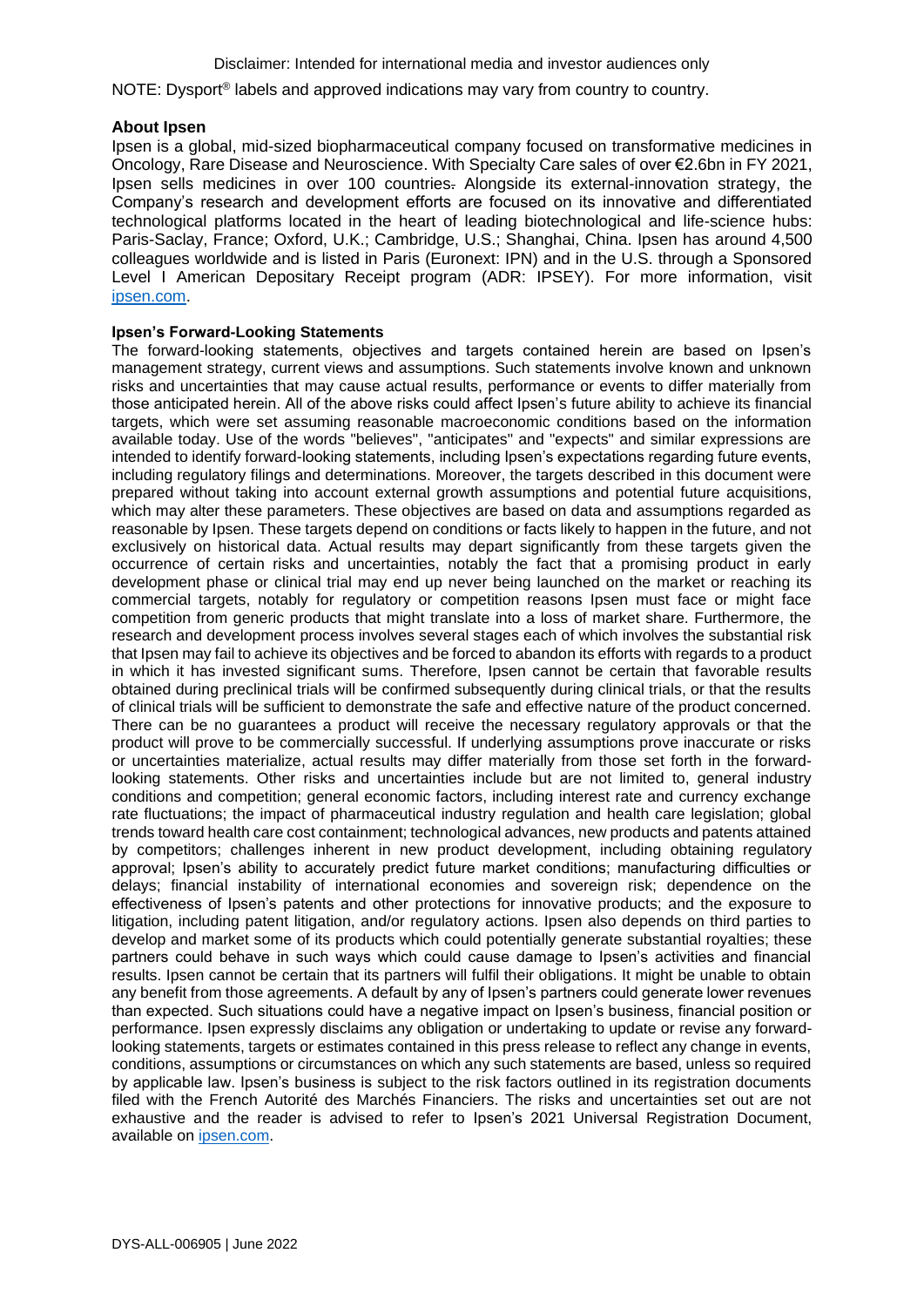Disclaimer: Intended for international media and investor audiences only

NOTE: Dysport® labels and approved indications may vary from country to country.

**About Ipsen**

Ipsen is a global, mid-sized biopharmaceutical company focused on transformative medicines in Oncology, Rare Disease and Neuroscience. With Specialty Care sales of over €2.6bn in FY 2021, Ipsen sells medicines in over 100 countries. Alongside its external-innovation strategy, the Company's research and development efforts are focused on its innovative and differentiated technological platforms located in the heart of leading biotechnological and life-science hubs: Paris-Saclay, France; Oxford, U.K.; Cambridge, U.S.; Shanghai, China. Ipsen has around 4,500 colleagues worldwide and is listed in Paris (Euronext: IPN) and in the U.S. through a Sponsored Level I American Depositary Receipt program (ADR: IPSEY). For more information, visit [ipsen.com](ipsen.com).

**Ipsen's Forward-Looking Statements**

The forward-looking statements, objectives and targets contained herein are based on Ipsen's management strategy, current views and assumptions. Such statements involve known and unknown risks and uncertainties that may cause actual results, performance or events to differ materially from those anticipated herein. All of the above risks could affect Ipsen's future ability to achieve its financial targets, which were set assuming reasonable macroeconomic conditions based on the information available today. Use of the words "believes", "anticipates" and "expects" and similar expressions are intended to identify forward-looking statements, including Ipsen's expectations regarding future events, including regulatory filings and determinations. Moreover, the targets described in this document were prepared without taking into account external growth assumptions and potential future acquisitions, which may alter these parameters. These objectives are based on data and assumptions regarded as reasonable by Ipsen. These targets depend on conditions or facts likely to happen in the future, and not exclusively on historical data. Actual results may depart significantly from these targets given the occurrence of certain risks and uncertainties, notably the fact that a promising product in early development phase or clinical trial may end up never being launched on the market or reaching its commercial targets, notably for regulatory or competition reasons Ipsen must face or might face competition from generic products that might translate into a loss of market share. Furthermore, the research and development process involves several stages each of which involves the substantial risk that Ipsen may fail to achieve its objectives and be forced to abandon its efforts with regards to a product in which it has invested significant sums. Therefore, Ipsen cannot be certain that favorable results obtained during preclinical trials will be confirmed subsequently during clinical trials, or that the results of clinical trials will be sufficient to demonstrate the safe and effective nature of the product concerned. There can be no guarantees a product will receive the necessary regulatory approvals or that the product will prove to be commercially successful. If underlying assumptions prove inaccurate or risks or uncertainties materialize, actual results may differ materially from those set forth in the forward-looking statements. Other risks and uncertainties include but are not limited to, general industry conditions and competition; general economic factors, including interest rate and currency exchange rate fluctuations; the impact of pharmaceutical industry regulation and health care legislation; global trends toward health care cost containment; technological advances, new products and patents attained by competitors; challenges inherent in new product development, including obtaining regulatory approval; Ipsen's ability to accurately predict future market conditions; manufacturing difficulties or delays; financial instability of international economies and sovereign risk; dependence on the effectiveness of Ipsen's patents and other protections for innovative products; and the exposure to litigation, including patent litigation, and/or regulatory actions. Ipsen also depends on third parties to develop and market some of its products which could potentially generate substantial royalties; these partners could behave in such ways which could cause damage to Ipsen's activities and financial results. Ipsen cannot be certain that its partners will fulfil their obligations. It might be unable to obtain any benefit from those agreements. A default by any of Ipsen's partners could generate lower revenues than expected. Such situations could have a negative impact on Ipsen's business, financial position or performance. Ipsen expressly disclaims any obligation or undertaking to update or revise any forward-looking statements, targets or estimates contained in this press release to reflect any change in events, conditions, assumptions or circumstances on which any such statements are based, unless so required by applicable law. Ipsen's business is subject to the risk factors outlined in its registration documents filed with the French Autorité des Marchés Financiers. The risks and uncertainties set out are not exhaustive and the reader is advised to refer to Ipsen's 2021 Universal Registration Document, available on [ipsen.com](ipsen.com).

DYS-ALL-006905 | June 2022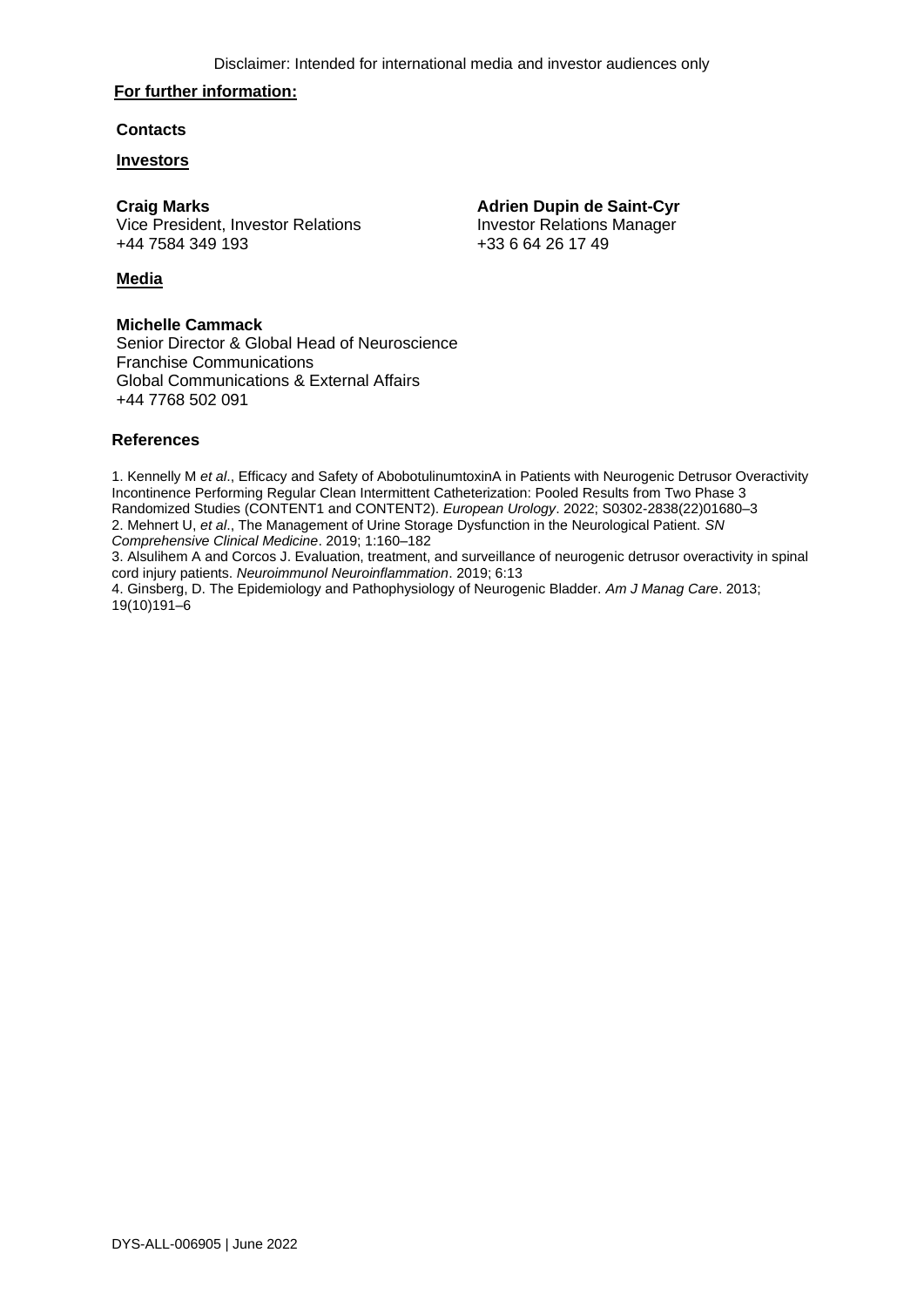Disclaimer: Intended for international media and investor audiences only

**For further information:**

**Contacts**

**Investors**

**Craig Marks**
Vice President, Investor Relations
+44 7584 349 193

**Adrien Dupin de Saint-Cyr**
Investor Relations Manager
+33 6 64 26 17 49

**Media**

**Michelle Cammack**
Senior Director & Global Head of Neuroscience Franchise Communications
Global Communications & External Affairs
+44 7768 502 091

**References**

1. Kennelly M *et al*., Efficacy and Safety of AbobotulinumtoxinA in Patients with Neurogenic Detrusor Overactivity Incontinence Performing Regular Clean Intermittent Catheterization: Pooled Results from Two Phase 3 Randomized Studies (CONTENT1 and CONTENT2). *European Urology*. 2022; S0302-2838(22)01680–3
2. Mehnert U, *et al*., The Management of Urine Storage Dysfunction in the Neurological Patient. *SN Comprehensive Clinical Medicine*. 2019; 1:160–182
3. Alsulihem A and Corcos J. Evaluation, treatment, and surveillance of neurogenic detrusor overactivity in spinal cord injury patients. *Neuroimmunol Neuroinflammation*. 2019; 6:13
4. Ginsberg, D. The Epidemiology and Pathophysiology of Neurogenic Bladder. *Am J Manag Care*. 2013; 19(10)191–6

DYS-ALL-006905 | June 2022